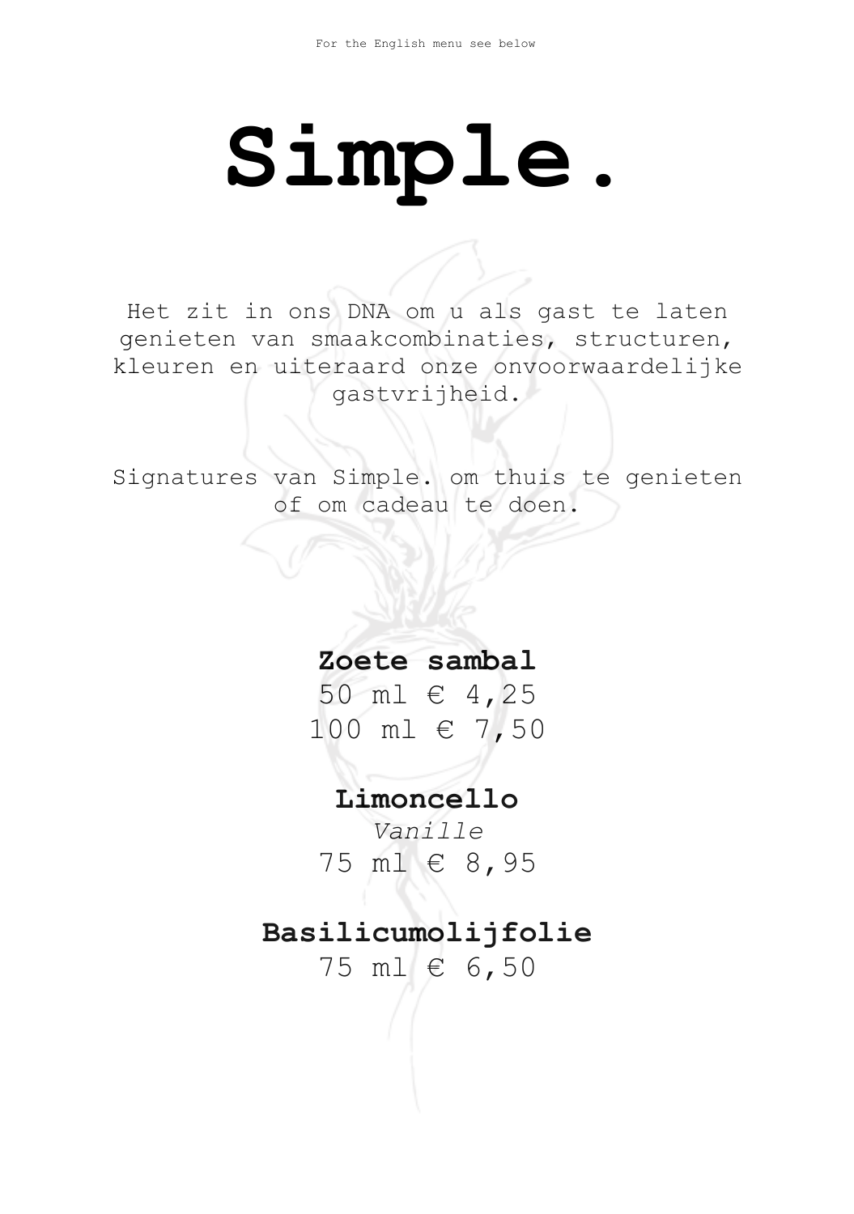For the English menu see below

# Simple.

Het zit in ons DNA om u als gast te laten genieten van smaakcombinaties, structuren, kleuren en uiteraard onze onvoorwaardelijke gastvrijheid.

Signatures van Simple. om thuis te genieten of om cadeau te doen.

**Zoete sambal**
50 ml € 4,25
100 ml € 7,50

**Limoncello**
*Vanille*
75 ml € 8,95

**Basilicumolijfolie**
75 ml € 6,50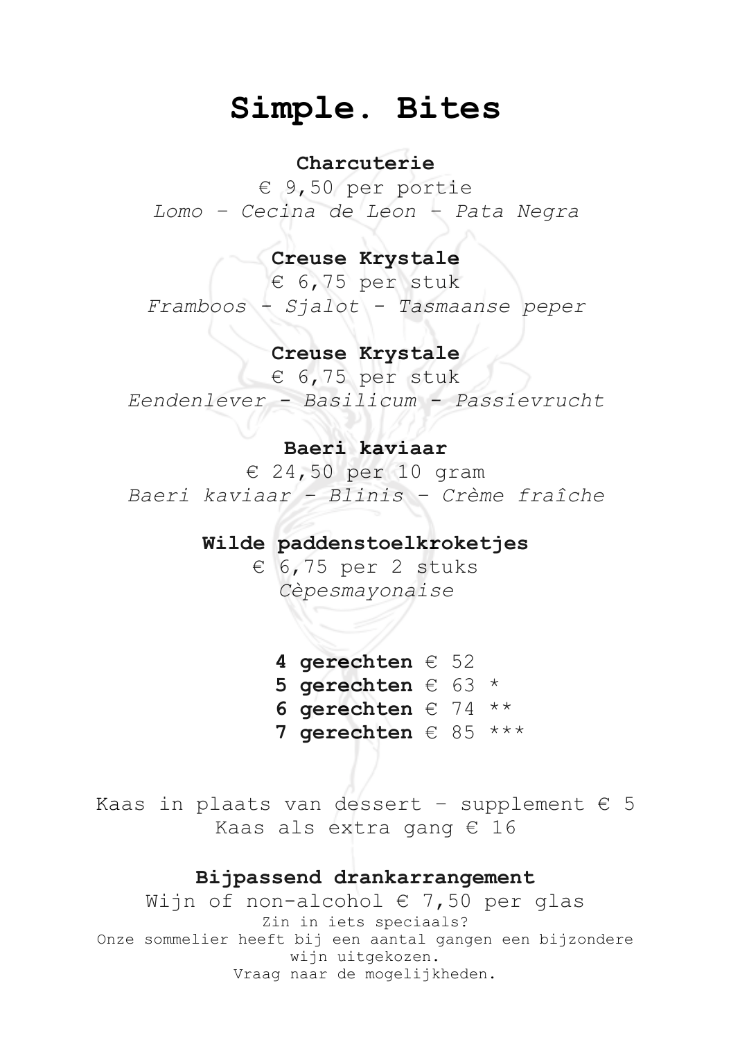# Simple. Bites

### Charcuterie

€ 9,50 per portie

*Lomo – Cecina de Leon – Pata Negra*

### Creuse Krystale

€ 6,75 per stuk

*Framboos - Sjalot - Tasmaanse peper*

### Creuse Krystale

€ 6,75 per stuk

*Eendenlever - Basilicum - Passievrucht*

### Baeri kaviaar

€ 24,50 per 10 gram

*Baeri kaviaar – Blinis – Crème fraîche*

### Wilde paddenstoelkroketjes

€ 6,75 per 2 stuks

*Cèpesmayonaise*

**4 gerechten** € 52
**5 gerechten** € 63 *
**6 gerechten** € 74 **
**7 gerechten** € 85 ***

Kaas in plaats van dessert – supplement € 5
Kaas als extra gang € 16

### Bijpassend drankarrangement

Wijn of non-alcohol € 7,50 per glas

Zin in iets speciaals?
Onze sommelier heeft bij een aantal gangen een bijzondere wijn uitgekozen.
Vraag naar de mogelijkheden.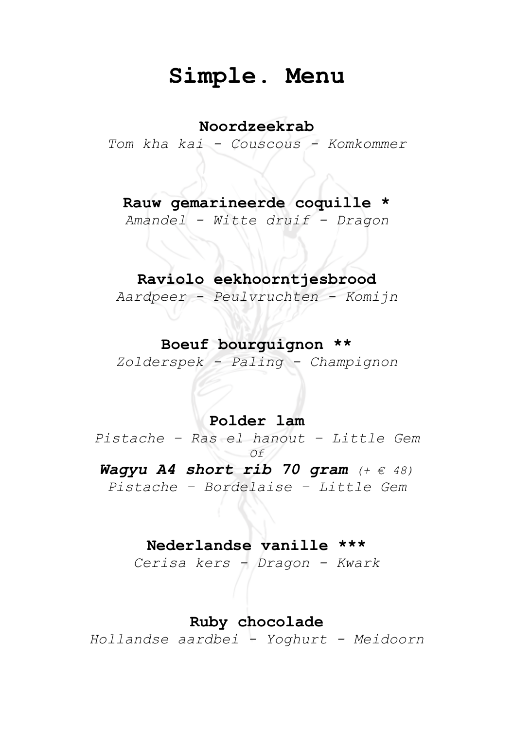# Simple. Menu

**Noordzeekrab**

*Tom kha kai - Couscous - Komkommer*

**Rauw gemarineerde coquille ***

*Amandel - Witte druif - Dragon*

**Raviolo eekhoorntjesbrood**

*Aardpeer - Peulvruchten - Komijn*

**Boeuf bourguignon ****

*Zolderspek - Paling - Champignon*

**Polder lam**

*Pistache – Ras el hanout – Little Gem*

*Of*

***Wagyu A4 short rib 70 gram*** *(+ € 48)*

*Pistache – Bordelaise – Little Gem*

**Nederlandse vanille *****

*Cerisa kers - Dragon - Kwark*

**Ruby chocolade**

*Hollandse aardbei - Yoghurt - Meidoorn*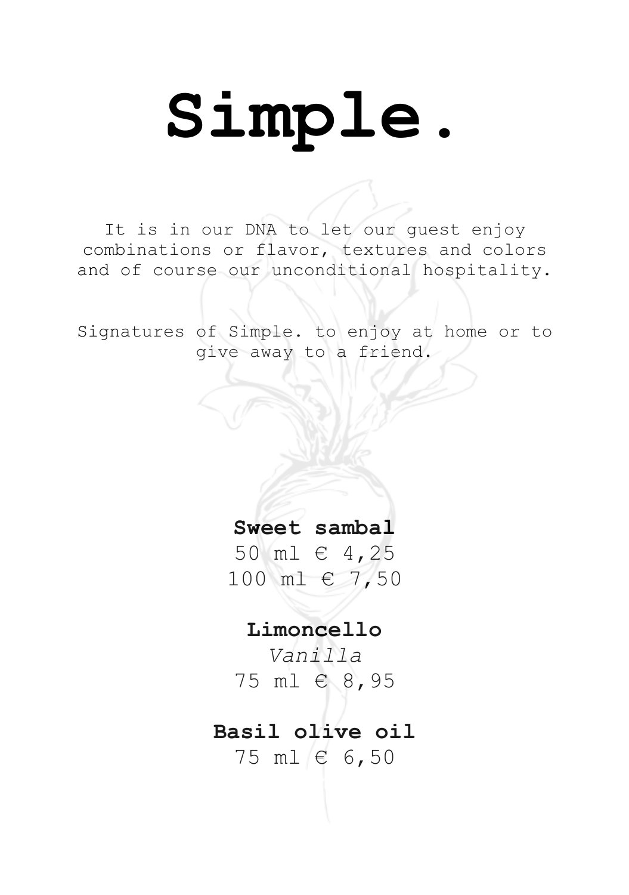# Simple.

It is in our DNA to let our guest enjoy combinations or flavor, textures and colors and of course our unconditional hospitality.

Signatures of Simple. to enjoy at home or to give away to a friend.

**Sweet sambal**
50 ml € 4,25
100 ml € 7,50

**Limoncello**
*Vanilla*
75 ml € 8,95

**Basil olive oil**
75 ml € 6,50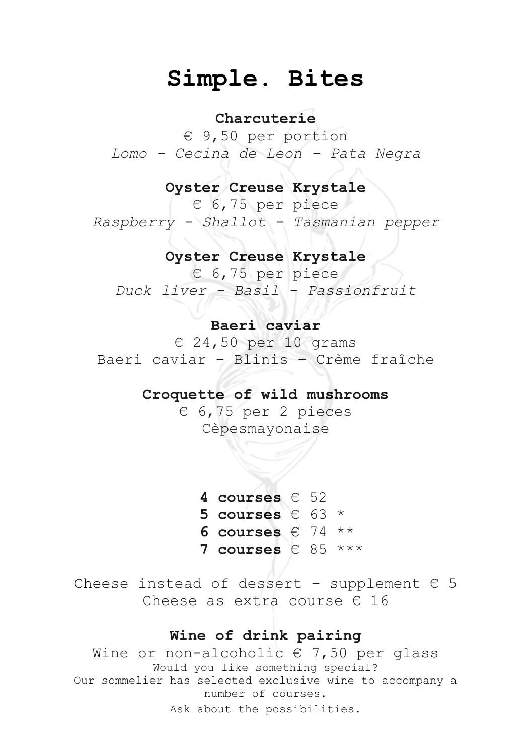# Simple. Bites

**Charcuterie**

€ 9,50 per portion

*Lomo – Cecina de Leon – Pata Negra*

**Oyster Creuse Krystale**

€ 6,75 per piece

*Raspberry - Shallot - Tasmanian pepper*

**Oyster Creuse Krystale**

€ 6,75 per piece

*Duck liver - Basil - Passionfruit*

**Baeri caviar**

€ 24,50 per 10 grams

Baeri caviar – Blinis – Crème fraîche

**Croquette of wild mushrooms**

€ 6,75 per 2 pieces

Cèpesmayonaise

**4 courses** € 52
**5 courses** € 63 *
**6 courses** € 74 **
**7 courses** € 85 ***

Cheese instead of dessert – supplement € 5
Cheese as extra course € 16

**Wine of drink pairing**

Wine or non-alcoholic € 7,50 per glass

Would you like something special?
Our sommelier has selected exclusive wine to accompany a number of courses.
Ask about the possibilities.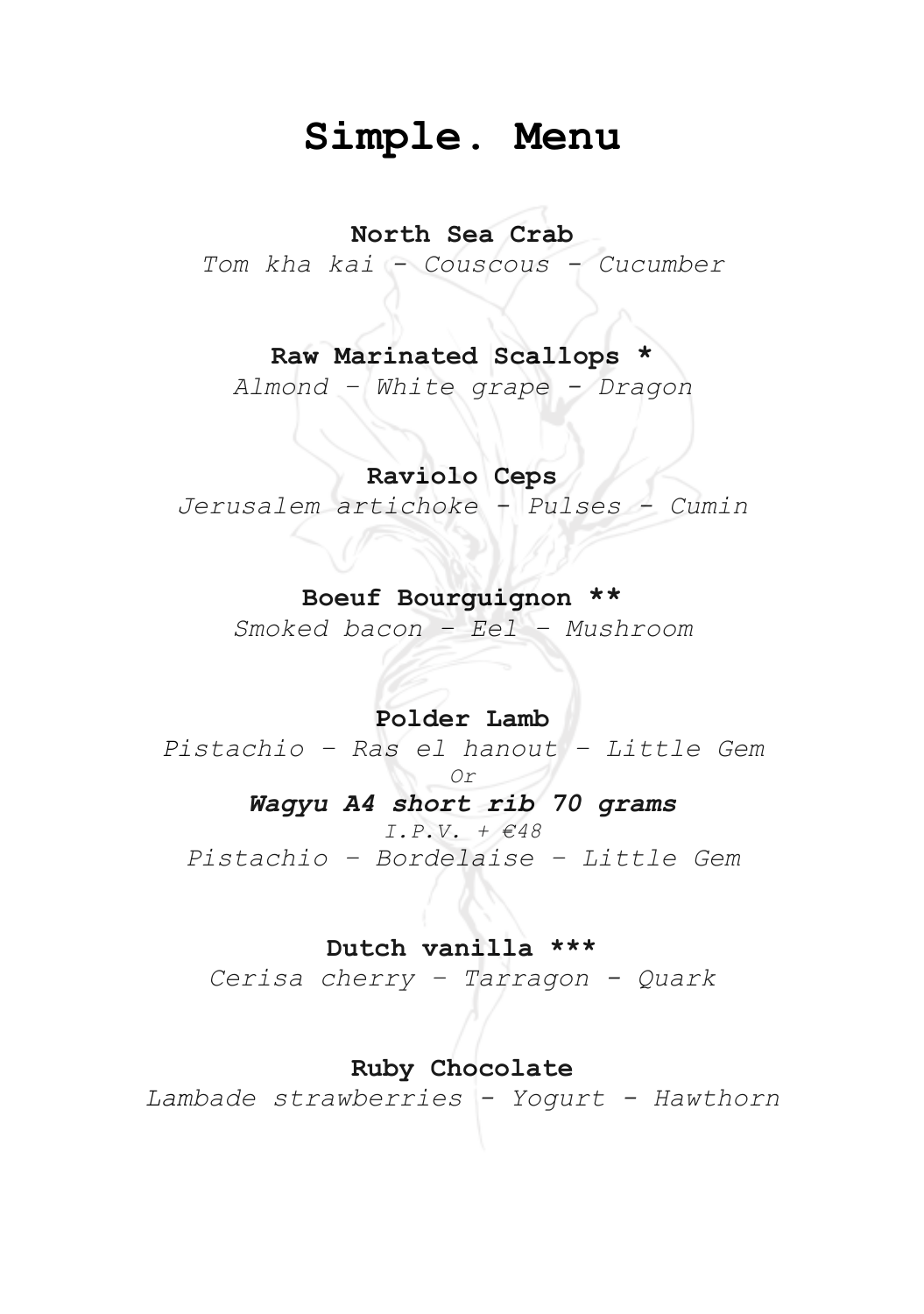# Simple. Menu

**North Sea Crab**
*Tom kha kai - Couscous - Cucumber*

**Raw Marinated Scallops ***
*Almond – White grape - Dragon*

**Raviolo Ceps**
*Jerusalem artichoke - Pulses - Cumin*

**Boeuf Bourguignon ****
*Smoked bacon – Eel – Mushroom*

**Polder Lamb**
*Pistachio – Ras el hanout – Little Gem*
*Or*
***Wagyu A4 short rib 70 grams***
*I.P.V. + €48*
*Pistachio – Bordelaise – Little Gem*

**Dutch vanilla *****
*Cerisa cherry – Tarragon - Quark*

**Ruby Chocolate**
*Lambade strawberries - Yogurt - Hawthorn*